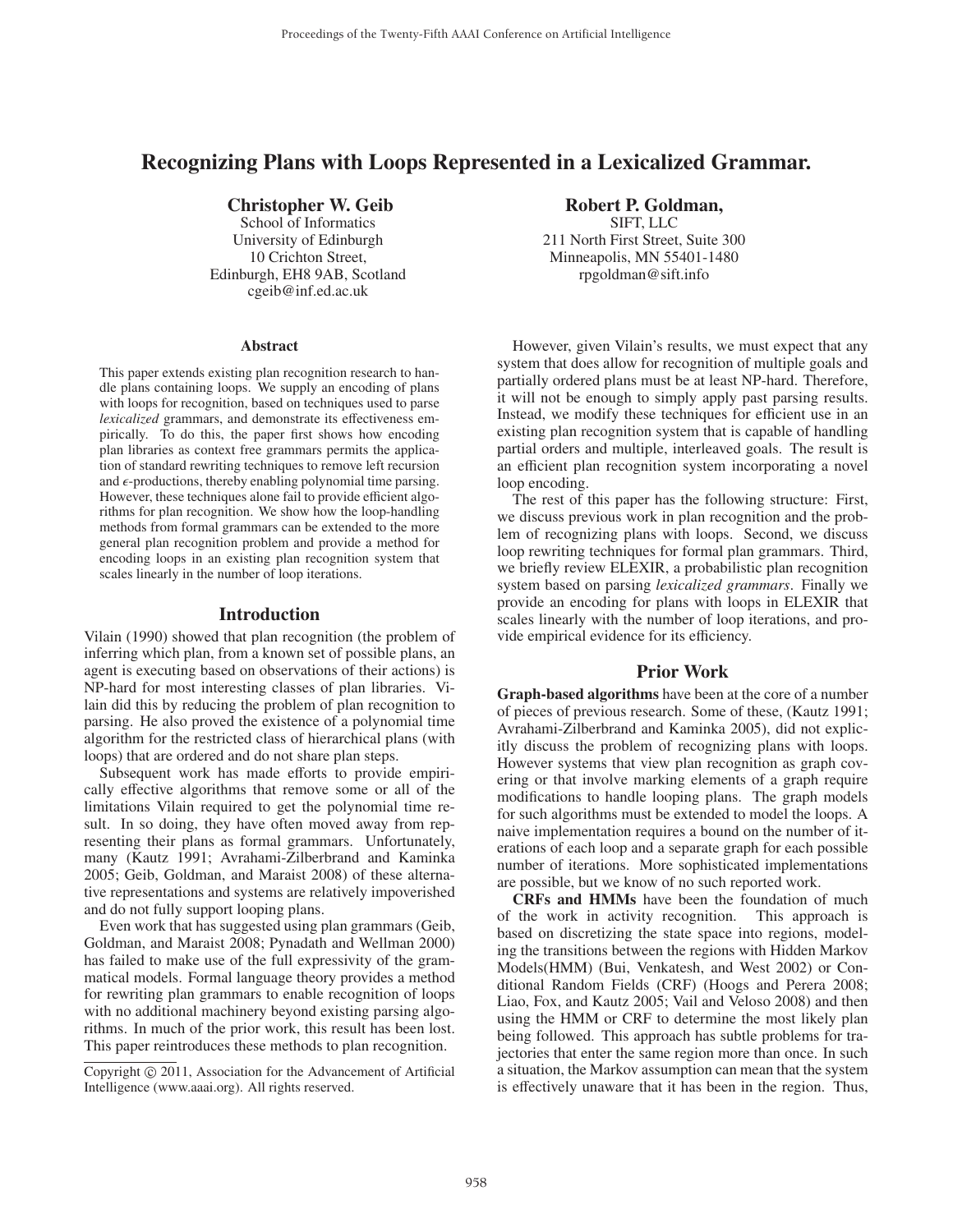# Recognizing Plans with Loops Represented in a Lexicalized Grammar.

**Christopher W. Geib**
School of Informatics
University of Edinburgh
10 Crichton Street,
Edinburgh, EH8 9AB, Scotland
cgeib@inf.ed.ac.uk

**Robert P. Goldman,**
SIFT, LLC
211 North First Street, Suite 300
Minneapolis, MN 55401-1480
rpgoldman@sift.info

### Abstract

This paper extends existing plan recognition research to handle plans containing loops. We supply an encoding of plans with loops for recognition, based on techniques used to parse *lexicalized* grammars, and demonstrate its effectiveness empirically. To do this, the paper first shows how encoding plan libraries as context free grammars permits the application of standard rewriting techniques to remove left recursion and $\epsilon$-productions, thereby enabling polynomial time parsing. However, these techniques alone fail to provide efficient algorithms for plan recognition. We show how the loop-handling methods from formal grammars can be extended to the more general plan recognition problem and provide a method for encoding loops in an existing plan recognition system that scales linearly in the number of loop iterations.

## Introduction

Vilain (1990) showed that plan recognition (the problem of inferring which plan, from a known set of possible plans, an agent is executing based on observations of their actions) is NP-hard for most interesting classes of plan libraries. Vilain did this by reducing the problem of plan recognition to parsing. He also proved the existence of a polynomial time algorithm for the restricted class of hierarchical plans (with loops) that are ordered and do not share plan steps.

Subsequent work has made efforts to provide empirically effective algorithms that remove some or all of the limitations Vilain required to get the polynomial time result. In so doing, they have often moved away from representing their plans as formal grammars. Unfortunately, many (Kautz 1991; Avrahami-Zilberbrand and Kaminka 2005; Geib, Goldman, and Maraist 2008) of these alternative representations and systems are relatively impoverished and do not fully support looping plans.

Even work that has suggested using plan grammars (Geib, Goldman, and Maraist 2008; Pynadath and Wellman 2000) has failed to make use of the full expressivity of the grammatical models. Formal language theory provides a method for rewriting plan grammars to enable recognition of loops with no additional machinery beyond existing parsing algorithms. In much of the prior work, this result has been lost. This paper reintroduces these methods to plan recognition.

Copyright © 2011, Association for the Advancement of Artificial Intelligence (www.aaai.org). All rights reserved.

However, given Vilain's results, we must expect that any system that does allow for recognition of multiple goals and partially ordered plans must be at least NP-hard. Therefore, it will not be enough to simply apply past parsing results. Instead, we modify these techniques for efficient use in an existing plan recognition system that is capable of handling partial orders and multiple, interleaved goals. The result is an efficient plan recognition system incorporating a novel loop encoding.

The rest of this paper has the following structure: First, we discuss previous work in plan recognition and the problem of recognizing plans with loops. Second, we discuss loop rewriting techniques for formal plan grammars. Third, we briefly review ELEXIR, a probabilistic plan recognition system based on parsing *lexicalized grammars*. Finally we provide an encoding for plans with loops in ELEXIR that scales linearly with the number of loop iterations, and provide empirical evidence for its efficiency.

## Prior Work

**Graph-based algorithms** have been at the core of a number of pieces of previous research. Some of these, (Kautz 1991; Avrahami-Zilberbrand and Kaminka 2005), did not explicitly discuss the problem of recognizing plans with loops. However systems that view plan recognition as graph covering or that involve marking elements of a graph require modifications to handle looping plans. The graph models for such algorithms must be extended to model the loops. A naive implementation requires a bound on the number of iterations of each loop and a separate graph for each possible number of iterations. More sophisticated implementations are possible, but we know of no such reported work.

**CRFs and HMMs** have been the foundation of much of the work in activity recognition. This approach is based on discretizing the state space into regions, modeling the transitions between the regions with Hidden Markov Models(HMM) (Bui, Venkatesh, and West 2002) or Conditional Random Fields (CRF) (Hoogs and Perera 2008; Liao, Fox, and Kautz 2005; Vail and Veloso 2008) and then using the HMM or CRF to determine the most likely plan being followed. This approach has subtle problems for trajectories that enter the same region more than once. In such a situation, the Markov assumption can mean that the system is effectively unaware that it has been in the region. Thus,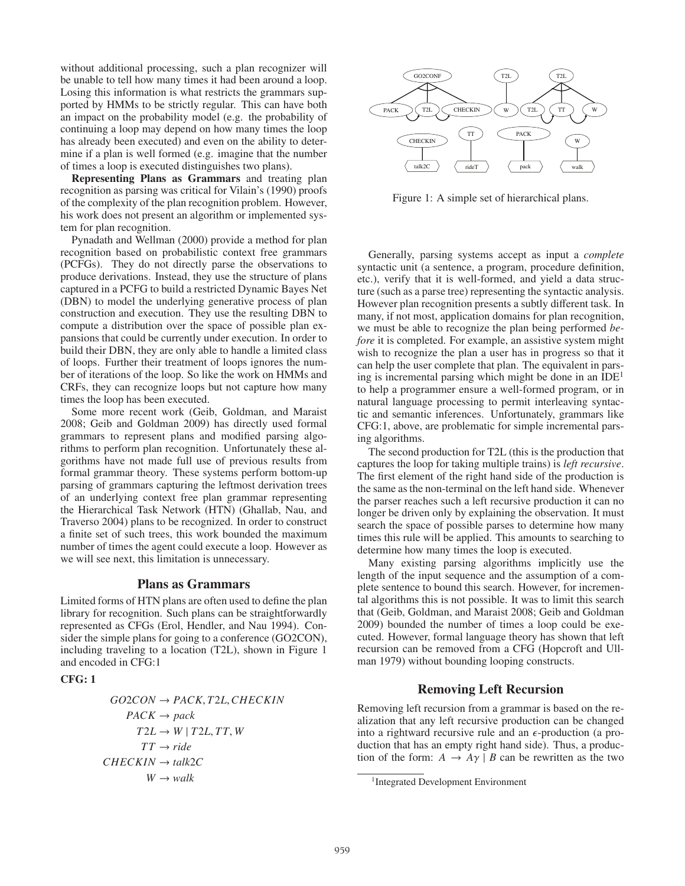without additional processing, such a plan recognizer will be unable to tell how many times it had been around a loop. Losing this information is what restricts the grammars supported by HMMs to be strictly regular. This can have both an impact on the probability model (e.g. the probability of continuing a loop may depend on how many times the loop has already been executed) and even on the ability to determine if a plan is well formed (e.g. imagine that the number of times a loop is executed distinguishes two plans).

**Representing Plans as Grammars** and treating plan recognition as parsing was critical for Vilain's (1990) proofs of the complexity of the plan recognition problem. However, his work does not present an algorithm or implemented system for plan recognition.

Pynadath and Wellman (2000) provide a method for plan recognition based on probabilistic context free grammars (PCFGs). They do not directly parse the observations to produce derivations. Instead, they use the structure of plans captured in a PCFG to build a restricted Dynamic Bayes Net (DBN) to model the underlying generative process of plan construction and execution. They use the resulting DBN to compute a distribution over the space of possible plan expansions that could be currently under execution. In order to build their DBN, they are only able to handle a limited class of loops. Further their treatment of loops ignores the number of iterations of the loop. So like the work on HMMs and CRFs, they can recognize loops but not capture how many times the loop has been executed.

Some more recent work (Geib, Goldman, and Maraist 2008; Geib and Goldman 2009) has directly used formal grammars to represent plans and modified parsing algorithms to perform plan recognition. Unfortunately these algorithms have not made full use of previous results from formal grammar theory. These systems perform bottom-up parsing of grammars capturing the leftmost derivation trees of an underlying context free plan grammar representing the Hierarchical Task Network (HTN) (Ghallab, Nau, and Traverso 2004) plans to be recognized. In order to construct a finite set of such trees, this work bounded the maximum number of times the agent could execute a loop. However as we will see next, this limitation is unnecessary.

## Plans as Grammars

Limited forms of HTN plans are often used to define the plan library for recognition. Such plans can be straightforwardly represented as CFGs (Erol, Hendler, and Nau 1994). Consider the simple plans for going to a conference (GO2CON), including traveling to a location (T2L), shown in Figure 1 and encoded in CFG:1

**CFG: 1**

$$
\begin{aligned}
GO2CON &\rightarrow PACK, T2L, CHECKIN \\
PACK &\rightarrow pack \\
T2L &\rightarrow W \mid T2L, TT, W \\
TT &\rightarrow ride \\
CHECKIN &\rightarrow talk2C \\
W &\rightarrow walk
\end{aligned}
$$

Figure 1: A simple set of hierarchical plans.

Generally, parsing systems accept as input a *complete* syntactic unit (a sentence, a program, procedure definition, etc.), verify that it is well-formed, and yield a data structure (such as a parse tree) representing the syntactic analysis. However plan recognition presents a subtly different task. In many, if not most, application domains for plan recognition, we must be able to recognize the plan being performed *before* it is completed. For example, an assistive system might wish to recognize the plan a user has in progress so that it can help the user complete that plan. The equivalent in parsing is incremental parsing which might be done in an IDE[1] to help a programmer ensure a well-formed program, or in natural language processing to permit interleaving syntactic and semantic inferences. Unfortunately, grammars like CFG:1, above, are problematic for simple incremental parsing algorithms.

The second production for T2L (this is the production that captures the loop for taking multiple trains) is *left recursive*. The first element of the right hand side of the production is the same as the non-terminal on the left hand side. Whenever the parser reaches such a left recursive production it can no longer be driven only by explaining the observation. It must search the space of possible parses to determine how many times this rule will be applied. This amounts to searching to determine how many times the loop is executed.

Many existing parsing algorithms implicitly use the length of the input sequence and the assumption of a complete sentence to bound this search. However, for incremental algorithms this is not possible. It was to limit this search that (Geib, Goldman, and Maraist 2008; Geib and Goldman 2009) bounded the number of times a loop could be executed. However, formal language theory has shown that left recursion can be removed from a CFG (Hopcroft and Ullman 1979) without bounding looping constructs.

## Removing Left Recursion

Removing left recursion from a grammar is based on the realization that any left recursive production can be changed into a rightward recursive rule and an $\epsilon$-production (a production that has an empty right hand side). Thus, a production of the form: $A \rightarrow A\gamma \mid B$ can be rewritten as the two

[1] Integrated Development Environment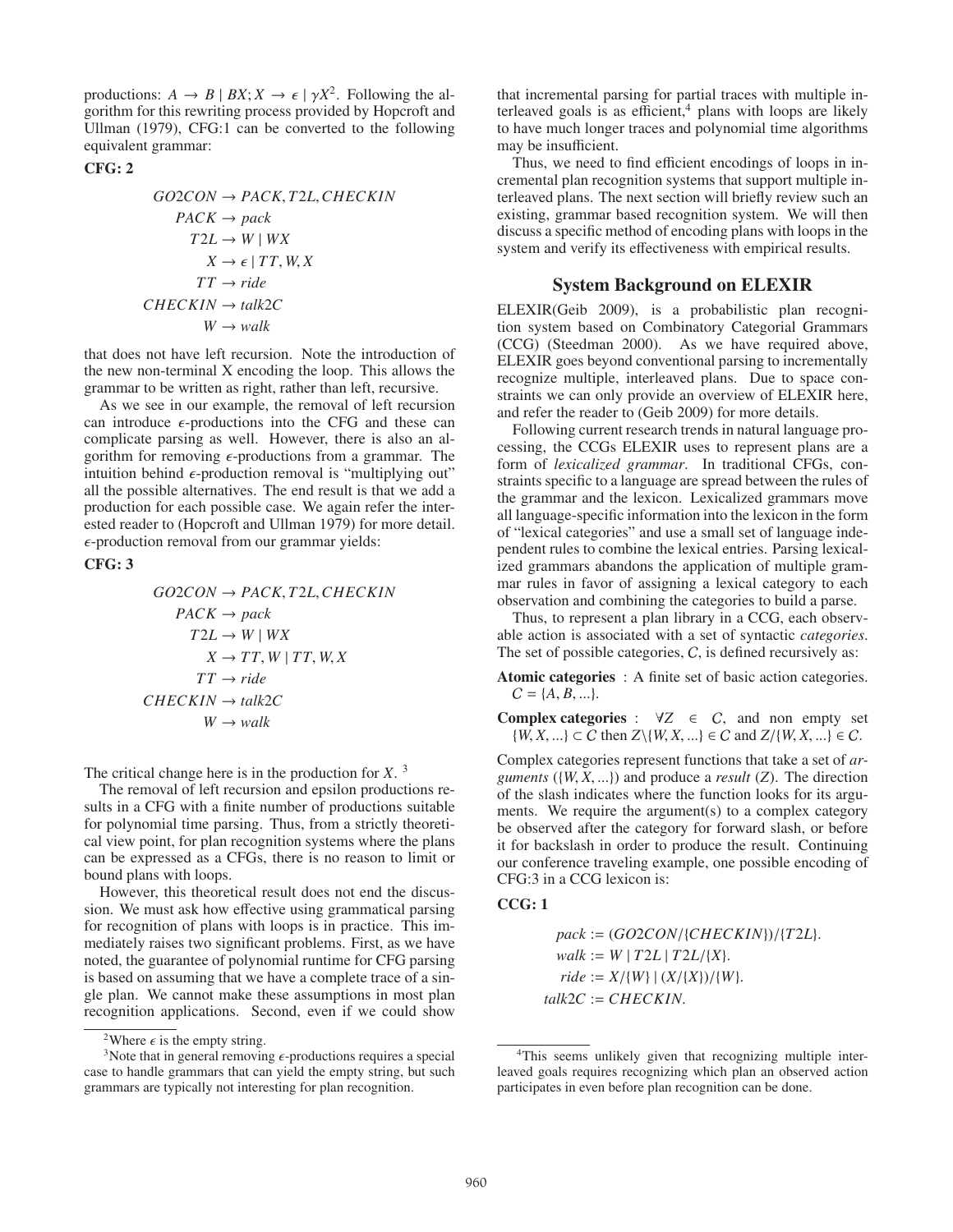productions: $A \rightarrow B \mid BX; X \rightarrow \epsilon \mid \gamma X$[2]. Following the algorithm for this rewriting process provided by Hopcroft and Ullman (1979), CFG:1 can be converted to the following equivalent grammar:

**CFG: 2**

$$
\begin{aligned}
GO2CON &\rightarrow PACK, T2L, CHECKIN \\
PACK &\rightarrow pack \\
T2L &\rightarrow W \mid WX \\
X &\rightarrow \epsilon \mid TT, W, X \\
TT &\rightarrow ride \\
CHECKIN &\rightarrow talk2C \\
W &\rightarrow walk
\end{aligned}
$$

that does not have left recursion. Note the introduction of the new non-terminal X encoding the loop. This allows the grammar to be written as right, rather than left, recursive.

As we see in our example, the removal of left recursion can introduce $\epsilon$-productions into the CFG and these can complicate parsing as well. However, there is also an algorithm for removing $\epsilon$-productions from a grammar. The intuition behind $\epsilon$-production removal is "multiplying out" all the possible alternatives. The end result is that we add a production for each possible case. We again refer the interested reader to (Hopcroft and Ullman 1979) for more detail. $\epsilon$-production removal from our grammar yields:

**CFG: 3**

$$
\begin{aligned}
GO2CON &\rightarrow PACK, T2L, CHECKIN \\
PACK &\rightarrow pack \\
T2L &\rightarrow W \mid WX \\
X &\rightarrow TT, W \mid TT, W, X \\
TT &\rightarrow ride \\
CHECKIN &\rightarrow talk2C \\
W &\rightarrow walk
\end{aligned}
$$

The critical change here is in the production for $X$. [3]

The removal of left recursion and epsilon productions results in a CFG with a finite number of productions suitable for polynomial time parsing. Thus, from a strictly theoretical view point, for plan recognition systems where the plans can be expressed as a CFGs, there is no reason to limit or bound plans with loops.

However, this theoretical result does not end the discussion. We must ask how effective using grammatical parsing for recognition of plans with loops is in practice. This immediately raises two significant problems. First, as we have noted, the guarantee of polynomial runtime for CFG parsing is based on assuming that we have a complete trace of a single plan. We cannot make these assumptions in most plan recognition applications. Second, even if we could show that incremental parsing for partial traces with multiple interleaved goals is as efficient,[4] plans with loops are likely to have much longer traces and polynomial time algorithms may be insufficient.

Thus, we need to find efficient encodings of loops in incremental plan recognition systems that support multiple interleaved plans. The next section will briefly review such an existing, grammar based recognition system. We will then discuss a specific method of encoding plans with loops in the system and verify its effectiveness with empirical results.

## System Background on ELEXIR

ELEXIR(Geib 2009), is a probabilistic plan recognition system based on Combinatory Categorial Grammars (CCG) (Steedman 2000). As we have required above, ELEXIR goes beyond conventional parsing to incrementally recognize multiple, interleaved plans. Due to space constraints we can only provide an overview of ELEXIR here, and refer the reader to (Geib 2009) for more details.

Following current research trends in natural language processing, the CCGs ELEXIR uses to represent plans are a form of *lexicalized grammar*. In traditional CFGs, constraints specific to a language are spread between the rules of the grammar and the lexicon. Lexicalized grammars move all language-specific information into the lexicon in the form of "lexical categories" and use a small set of language independent rules to combine the lexical entries. Parsing lexicalized grammars abandons the application of multiple grammar rules in favor of assigning a lexical category to each observation and combining the categories to build a parse.

Thus, to represent a plan library in a CCG, each observable action is associated with a set of syntactic *categories*. The set of possible categories, $C$, is defined recursively as:

**Atomic categories** : A finite set of basic action categories. $C = \{A, B, ...\}$.

**Complex categories** : $\forall Z \in C$, and non empty set $\{W, X, ...\} \subset C$ then $Z\backslash\{W, X, ...\} \in C$ and $Z/\{W, X, ...\} \in C$.

Complex categories represent functions that take a set of *arguments* ($\{W, X, ...\}$) and produce a *result* ($Z$). The direction of the slash indicates where the function looks for its arguments. We require the argument(s) to a complex category be observed after the category for forward slash, or before it for backslash in order to produce the result. Continuing our conference traveling example, one possible encoding of CFG:3 in a CCG lexicon is:

**CCG: 1**

$$
\begin{aligned}
pack &:= (GO2CON/\{CHECKIN\})/\{T2L\}. \\
walk &:= W \mid T2L \mid T2L/\{X\}. \\
ride &:= X/\{W\} \mid (X/\{X\})/\{W\}. \\
talk2C &:= CHECKIN.
\end{aligned}
$$

[2] Where $\epsilon$ is the empty string.

[3] Note that in general removing $\epsilon$-productions requires a special case to handle grammars that can yield the empty string, but such grammars are typically not interesting for plan recognition.

[4] This seems unlikely given that recognizing multiple interleaved goals requires recognizing which plan an observed action participates in even before plan recognition can be done.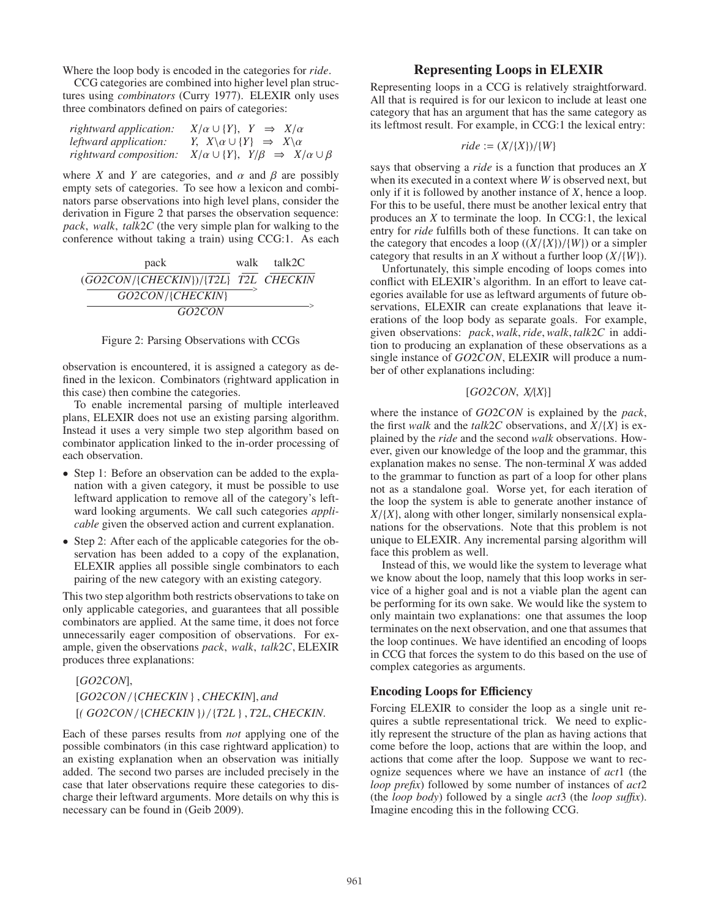Where the loop body is encoded in the categories for *ride*.

CCG categories are combined into higher level plan structures using *combinators* (Curry 1977). ELEXIR only uses three combinators defined on pairs of categories:

*rightward application:* $X/\alpha \cup \{Y\},\ Y \Rightarrow X/\alpha$
*leftward application:* $Y,\ X\backslash\alpha \cup \{Y\} \Rightarrow X\backslash\alpha$
*rightward composition:* $X/\alpha \cup \{Y\},\ Y/\beta \Rightarrow X/\alpha \cup \beta$

where $X$ and $Y$ are categories, and $\alpha$ and $\beta$ are possibly empty sets of categories. To see how a lexicon and combinators parse observations into high level plans, consider the derivation in Figure 2 that parses the observation sequence: *pack*, *walk*, *talk2C* (the very simple plan for walking to the conference without taking a train) using CCG:1. As each

$$\dfrac{\dfrac{\dfrac{\text{pack}}{(GO2CON/\{CHECKIN\})/\{T2L\}} \quad \dfrac{\text{walk}}{T2L}}{GO2CON/\{CHECKIN\}}> \quad \dfrac{\text{talk2C}}{CHECKIN}}{GO2CON}>$$

Figure 2: Parsing Observations with CCGs

observation is encountered, it is assigned a category as defined in the lexicon. Combinators (rightward application in this case) then combine the categories.

To enable incremental parsing of multiple interleaved plans, ELEXIR does not use an existing parsing algorithm. Instead it uses a very simple two step algorithm based on combinator application linked to the in-order processing of each observation.

- Step 1: Before an observation can be added to the explanation with a given category, it must be possible to use leftward application to remove all of the category's leftward looking arguments. We call such categories *applicable* given the observed action and current explanation.
- Step 2: After each of the applicable categories for the observation has been added to a copy of the explanation, ELEXIR applies all possible single combinators to each pairing of the new category with an existing category.

This two step algorithm both restricts observations to take on only applicable categories, and guarantees that all possible combinators are applied. At the same time, it does not force unnecessarily eager composition of observations. For example, given the observations *pack*, *walk*, *talk2C*, ELEXIR produces three explanations:

[*GO2CON*],
[*GO2CON*/{*CHECKIN*}, *CHECKIN*], *and*
[(*GO2CON*/{*CHECKIN*})/{*T2L*}, *T2L*, *CHECKIN*.

Each of these parses results from *not* applying one of the possible combinators (in this case rightward application) to an existing explanation when an observation was initially added. The second two parses are included precisely in the case that later observations require these categories to discharge their leftward arguments. More details on why this is necessary can be found in (Geib 2009).

## Representing Loops in ELEXIR

Representing loops in a CCG is relatively straightforward. All that is required is for our lexicon to include at least one category that has an argument that has the same category as its leftmost result. For example, in CCG:1 the lexical entry:

$$ride := (X/\{X\})/\{W\}$$

says that observing a *ride* is a function that produces an $X$ when its executed in a context where $W$ is observed next, but only if it is followed by another instance of $X$, hence a loop. For this to be useful, there must be another lexical entry that produces an $X$ to terminate the loop. In CCG:1, the lexical entry for *ride* fulfills both of these functions. It can take on the category that encodes a loop $((X/\{X\})/\{W\})$ or a simpler category that results in an $X$ without a further loop $(X/\{W\})$.

Unfortunately, this simple encoding of loops comes into conflict with ELEXIR's algorithm. In an effort to leave categories available for use as leftward arguments of future observations, ELEXIR can create explanations that leave iterations of the loop body as separate goals. For example, given observations: *pack*, *walk*, *ride*, *walk*, *talk2C* in addition to producing an explanation of these observations as a single instance of *GO2CON*, ELEXIR will produce a number of other explanations including:

[*GO2CON*, *X*/{*X*}]

where the instance of *GO2CON* is explained by the *pack*, the first *walk* and the *talk2C* observations, and $X/\{X\}$ is explained by the *ride* and the second *walk* observations. However, given our knowledge of the loop and the grammar, this explanation makes no sense. The non-terminal $X$ was added to the grammar to function as part of a loop for other plans not as a standalone goal. Worse yet, for each iteration of the loop the system is able to generate another instance of $X/\{X\}$, along with other longer, similarly nonsensical explanations for the observations. Note that this problem is not unique to ELEXIR. Any incremental parsing algorithm will face this problem as well.

Instead of this, we would like the system to leverage what we know about the loop, namely that this loop works in service of a higher goal and is not a viable plan the agent can be performing for its own sake. We would like the system to only maintain two explanations: one that assumes the loop terminates on the next observation, and one that assumes that the loop continues. We have identified an encoding of loops in CCG that forces the system to do this based on the use of complex categories as arguments.

### Encoding Loops for Efficiency

Forcing ELEXIR to consider the loop as a single unit requires a subtle representational trick. We need to explicitly represent the structure of the plan as having actions that come before the loop, actions that are within the loop, and actions that come after the loop. Suppose we want to recognize sequences where we have an instance of *act1* (the *loop prefix*) followed by some number of instances of *act2* (the *loop body*) followed by a single *act3* (the *loop suffix*). Imagine encoding this in the following CCG.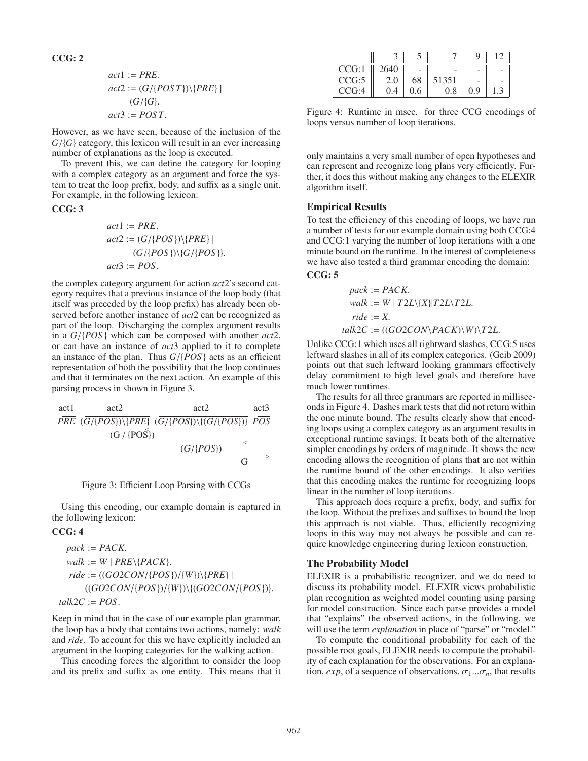**CCG: 2**

$$act1 := PRE.$$
$$act2 := (G/\{POST\})\backslash\{PRE\} \mid (G/\{G\}.$$
$$act3 := POST.$$

However, as we have seen, because of the inclusion of the $G/\{G\}$ category, this lexicon will result in an ever increasing number of explanations as the loop is executed.

To prevent this, we can define the category for looping with a complex category as an argument and force the system to treat the loop prefix, body, and suffix as a single unit. For example, in the following lexicon:

**CCG: 3**

$$act1 := PRE.$$
$$act2 := (G/\{POS\})\backslash\{PRE\} \mid (G/\{POS\})\backslash\{G/\{POS\}\}.$$
$$act3 := POS.$$

the complex category argument for action $act2$'s second category requires that a previous instance of the loop body (that itself was preceded by the loop prefix) has already been observed before another instance of $act2$ can be recognized as part of the loop. Discharging the complex argument results in a $G/\{POS\}$ which can be composed with another $act2$, or can have an instance of $act3$ applied to it to complete an instance of the plan. Thus $G/\{POS\}$ acts as an efficient representation of both the possibility that the loop continues and that it terminates on the next action. An example of this parsing process in shown in Figure 3.

$$\begin{array}{cccc} act1 & act2 & act2 & act3 \\ \overline{PRE} & \overline{(G/\{POS\})\backslash\{PRE\}} & \overline{(G/\{POS\})\backslash\{(G/\{POS\})\}} & \overline{POS} \\ \end{array}$$
$$\underline{\qquad (G/\{POS\}) \qquad}_{<}$$
$$\underline{\qquad (G/\{POS\}) \qquad}_{<}$$
$$\underline{\qquad G \qquad}_{>}$$

Figure 3: Efficient Loop Parsing with CCGs

Using this encoding, our example domain is captured in the following lexicon:

**CCG: 4**

$$pack := PACK.$$
$$walk := W \mid PRE\backslash\{PACK\}.$$
$$ride := ((GO2CON/\{POS\})/\{W\})\backslash\{PRE\} \mid ((GO2CON/\{POS\})/\{W\})\backslash\{(GO2CON/\{POS\})\}.$$
$$talk2C := POS.$$

Keep in mind that in the case of our example plan grammar, the loop has a body that contains two actions, namely: *walk* and *ride*. To account for this we have explicitly included an argument in the looping categories for the walking action.

This encoding forces the algorithm to consider the loop and its prefix and suffix as one entity. This means that it only maintains a very small number of open hypotheses and can represent and recognize long plans very efficiently. Further, it does this without making any changes to the ELEXIR algorithm itself.

## Empirical Results

To test the efficiency of this encoding of loops, we have run a number of tests for our example domain using both CCG:4 and CCG:1 varying the number of loop iterations with a one minute bound on the runtime. In the interest of completeness we have also tested a third grammar encoding the domain:

**CCG: 5**

$$pack := PACK.$$
$$walk := W \mid T2L\backslash\{X\}|T2L\backslash T2L.$$
$$ride := X.$$
$$talk2C := ((GO2CON\backslash PACK)\backslash W)\backslash T2L.$$

Unlike CCG:1 which uses all rightward slashes, CCG:5 uses leftward slashes in all of its complex categories. (Geib 2009) points out that such leftward looking grammars effectively delay commitment to high level goals and therefore have much lower runtimes.

|  | 3 | 5 | 7 | 9 | 12 |
|---|---|---|---|---|---|
| CCG:1 | 2640 | - | - | - | - |
| CCG:5 | 2.0 | 68 | 51351 | - | - |
| CCG:4 | 0.4 | 0.6 | 0.8 | 0.9 | 1.3 |

Figure 4: Runtime in msec. for three CCG encodings of loops versus number of loop iterations.

The results for all three grammars are reported in milliseconds in Figure 4. Dashes mark tests that did not return within the one minute bound. The results clearly show that encoding loops using a complex category as an argument results in exceptional runtime savings. It beats both of the alternative simpler encodings by orders of magnitude. It shows the new encoding allows the recognition of plans that are not within the runtime bound of the other encodings. It also verifies that this encoding makes the runtime for recognizing loops linear in the number of loop iterations.

This approach does require a prefix, body, and suffix for the loop. Without the prefixes and suffixes to bound the loop this approach is not viable. Thus, efficiently recognizing loops in this way may not always be possible and can require knowledge engineering during lexicon construction.

## The Probability Model

ELEXIR is a probabilistic recognizer, and we do need to discuss its probability model. ELEXIR views probabilistic plan recognition as weighted model counting using parsing for model construction. Since each parse provides a model that "explains" the observed actions, in the following, we will use the term *explanation* in place of "parse" or "model."

To compute the conditional probability for each of the possible root goals, ELEXIR needs to compute the probability of each explanation for the observations. For an explanation, $exp$, of a sequence of observations, $\sigma_1 ... \sigma_n$, that results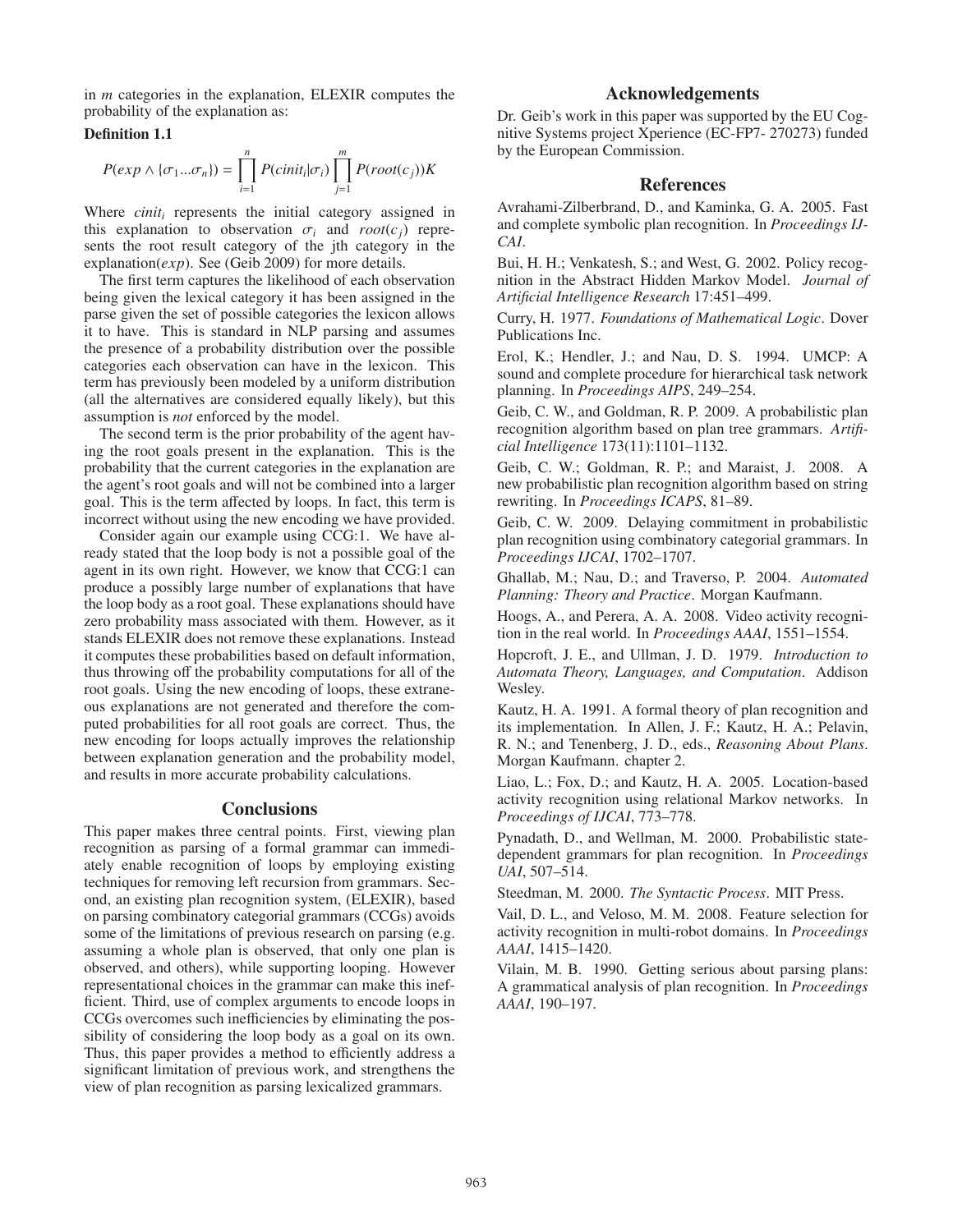in $m$ categories in the explanation, ELEXIR computes the probability of the explanation as:

**Definition 1.1**

$$P(exp \wedge \{\sigma_1 ... \sigma_n\}) = \prod_{i=1}^{n} P(cinit_i|\sigma_i) \prod_{j=1}^{m} P(root(c_j))K$$

Where $cinit_i$ represents the initial category assigned in this explanation to observation $\sigma_i$ and $root(c_j)$ represents the root result category of the jth category in the explanation($exp$). See (Geib 2009) for more details.

The first term captures the likelihood of each observation being given the lexical category it has been assigned in the parse given the set of possible categories the lexicon allows it to have. This is standard in NLP parsing and assumes the presence of a probability distribution over the possible categories each observation can have in the lexicon. This term has previously been modeled by a uniform distribution (all the alternatives are considered equally likely), but this assumption is *not* enforced by the model.

The second term is the prior probability of the agent having the root goals present in the explanation. This is the probability that the current categories in the explanation are the agent's root goals and will not be combined into a larger goal. This is the term affected by loops. In fact, this term is incorrect without using the new encoding we have provided.

Consider again our example using CCG:1. We have already stated that the loop body is not a possible goal of the agent in its own right. However, we know that CCG:1 can produce a possibly large number of explanations that have the loop body as a root goal. These explanations should have zero probability mass associated with them. However, as it stands ELEXIR does not remove these explanations. Instead it computes these probabilities based on default information, thus throwing off the probability computations for all of the root goals. Using the new encoding of loops, these extraneous explanations are not generated and therefore the computed probabilities for all root goals are correct. Thus, the new encoding for loops actually improves the relationship between explanation generation and the probability model, and results in more accurate probability calculations.

## Conclusions

This paper makes three central points. First, viewing plan recognition as parsing of a formal grammar can immediately enable recognition of loops by employing existing techniques for removing left recursion from grammars. Second, an existing plan recognition system, (ELEXIR), based on parsing combinatory categorial grammars (CCGs) avoids some of the limitations of previous research on parsing (e.g. assuming a whole plan is observed, that only one plan is observed, and others), while supporting looping. However representational choices in the grammar can make this inefficient. Third, use of complex arguments to encode loops in CCGs overcomes such inefficiencies by eliminating the possibility of considering the loop body as a goal on its own. Thus, this paper provides a method to efficiently address a significant limitation of previous work, and strengthens the view of plan recognition as parsing lexicalized grammars.

## Acknowledgements

Dr. Geib's work in this paper was supported by the EU Cognitive Systems project Xperience (EC-FP7- 270273) funded by the European Commission.

## References

Avrahami-Zilberbrand, D., and Kaminka, G. A. 2005. Fast and complete symbolic plan recognition. In *Proceedings IJCAI*.

Bui, H. H.; Venkatesh, S.; and West, G. 2002. Policy recognition in the Abstract Hidden Markov Model. *Journal of Artificial Intelligence Research* 17:451–499.

Curry, H. 1977. *Foundations of Mathematical Logic*. Dover Publications Inc.

Erol, K.; Hendler, J.; and Nau, D. S. 1994. UMCP: A sound and complete procedure for hierarchical task network planning. In *Proceedings AIPS*, 249–254.

Geib, C. W., and Goldman, R. P. 2009. A probabilistic plan recognition algorithm based on plan tree grammars. *Artificial Intelligence* 173(11):1101–1132.

Geib, C. W.; Goldman, R. P.; and Maraist, J. 2008. A new probabilistic plan recognition algorithm based on string rewriting. In *Proceedings ICAPS*, 81–89.

Geib, C. W. 2009. Delaying commitment in probabilistic plan recognition using combinatory categorial grammars. In *Proceedings IJCAI*, 1702–1707.

Ghallab, M.; Nau, D.; and Traverso, P. 2004. *Automated Planning: Theory and Practice*. Morgan Kaufmann.

Hoogs, A., and Perera, A. A. 2008. Video activity recognition in the real world. In *Proceedings AAAI*, 1551–1554.

Hopcroft, J. E., and Ullman, J. D. 1979. *Introduction to Automata Theory, Languages, and Computation*. Addison Wesley.

Kautz, H. A. 1991. A formal theory of plan recognition and its implementation. In Allen, J. F.; Kautz, H. A.; Pelavin, R. N.; and Tenenberg, J. D., eds., *Reasoning About Plans*. Morgan Kaufmann. chapter 2.

Liao, L.; Fox, D.; and Kautz, H. A. 2005. Location-based activity recognition using relational Markov networks. In *Proceedings of IJCAI*, 773–778.

Pynadath, D., and Wellman, M. 2000. Probabilistic state-dependent grammars for plan recognition. In *Proceedings UAI*, 507–514.

Steedman, M. 2000. *The Syntactic Process*. MIT Press.

Vail, D. L., and Veloso, M. M. 2008. Feature selection for activity recognition in multi-robot domains. In *Proceedings AAAI*, 1415–1420.

Vilain, M. B. 1990. Getting serious about parsing plans: A grammatical analysis of plan recognition. In *Proceedings AAAI*, 190–197.